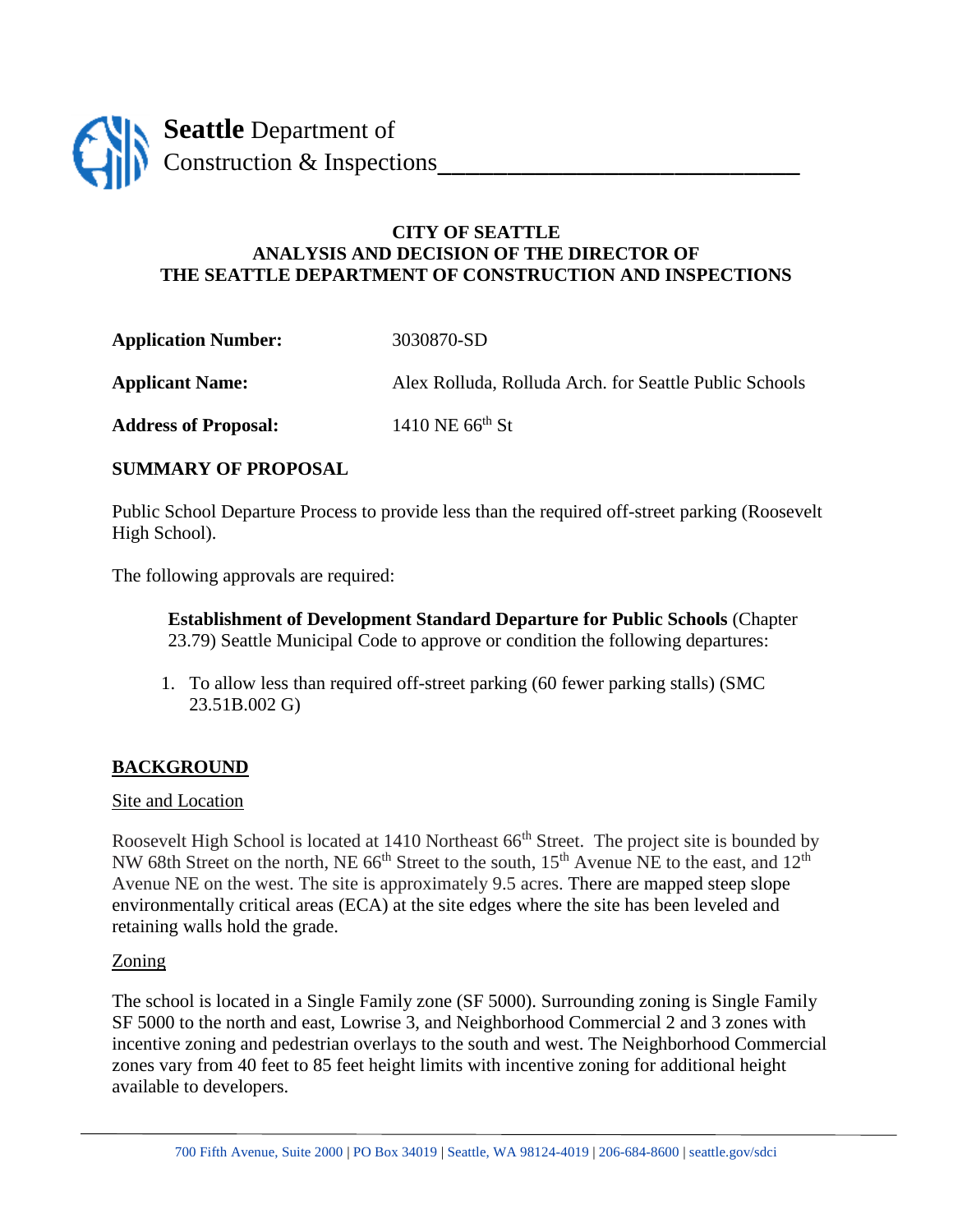**Seattle** Department of
Construction & Inspections

# CITY OF SEATTLE
# ANALYSIS AND DECISION OF THE DIRECTOR OF THE SEATTLE DEPARTMENT OF CONSTRUCTION AND INSPECTIONS

**Application Number:** 3030870-SD

**Applicant Name:** Alex Rolluda, Rolluda Arch. for Seattle Public Schools

**Address of Proposal:** 1410 NE 66th St

## SUMMARY OF PROPOSAL

Public School Departure Process to provide less than the required off-street parking (Roosevelt High School).

The following approvals are required:

> **Establishment of Development Standard Departure for Public Schools** (Chapter 23.79) Seattle Municipal Code to approve or condition the following departures:

1. To allow less than required off-street parking (60 fewer parking stalls) (SMC 23.51B.002 G)

## BACKGROUND

### Site and Location

Roosevelt High School is located at 1410 Northeast 66th Street. The project site is bounded by NW 68th Street on the north, NE 66th Street to the south, 15th Avenue NE to the east, and 12th Avenue NE on the west. The site is approximately 9.5 acres. There are mapped steep slope environmentally critical areas (ECA) at the site edges where the site has been leveled and retaining walls hold the grade.

### Zoning

The school is located in a Single Family zone (SF 5000). Surrounding zoning is Single Family SF 5000 to the north and east, Lowrise 3, and Neighborhood Commercial 2 and 3 zones with incentive zoning and pedestrian overlays to the south and west. The Neighborhood Commercial zones vary from 40 feet to 85 feet height limits with incentive zoning for additional height available to developers.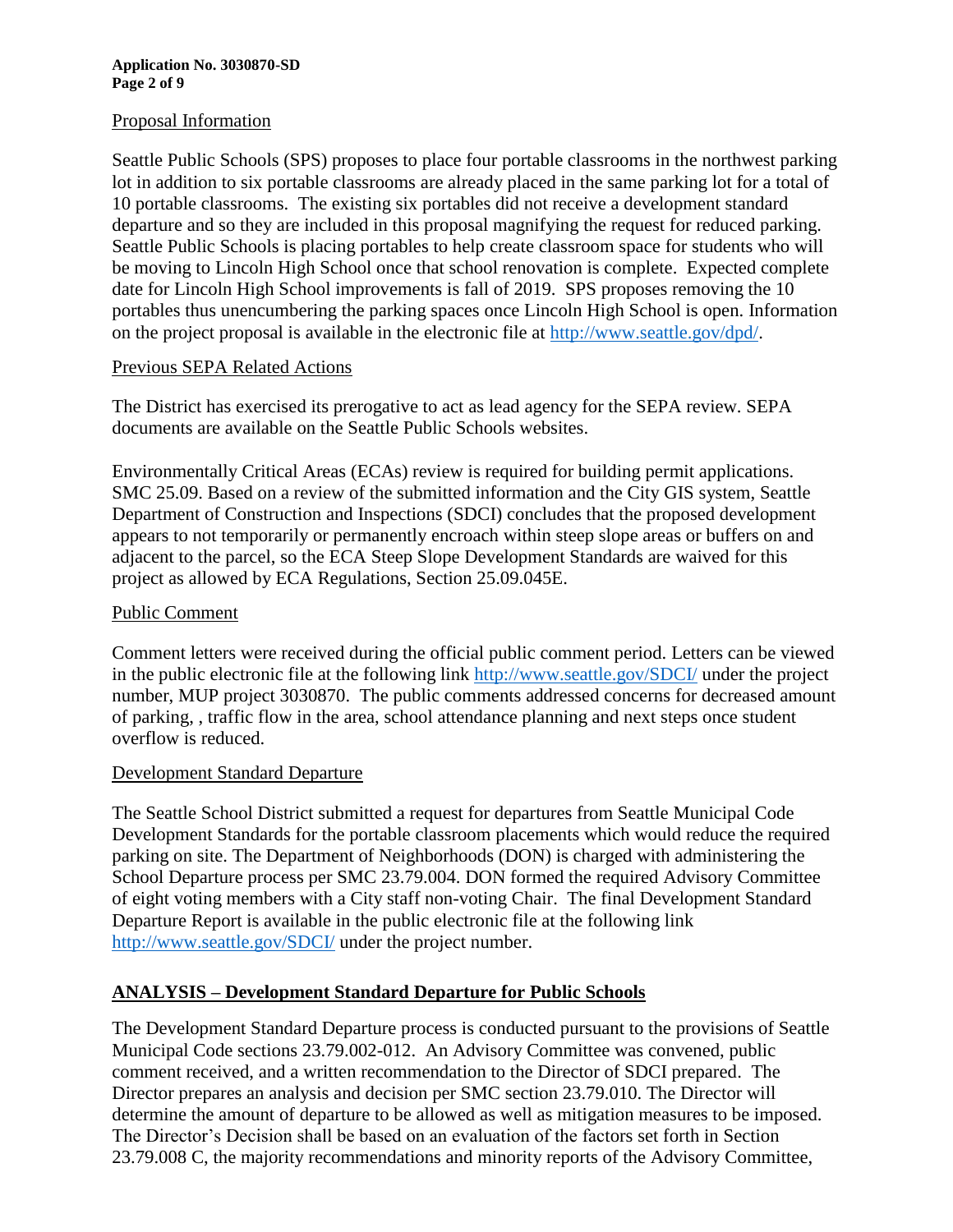Proposal Information

Seattle Public Schools (SPS) proposes to place four portable classrooms in the northwest parking lot in addition to six portable classrooms are already placed in the same parking lot for a total of 10 portable classrooms. The existing six portables did not receive a development standard departure and so they are included in this proposal magnifying the request for reduced parking. Seattle Public Schools is placing portables to help create classroom space for students who will be moving to Lincoln High School once that school renovation is complete. Expected complete date for Lincoln High School improvements is fall of 2019. SPS proposes removing the 10 portables thus unencumbering the parking spaces once Lincoln High School is open. Information on the project proposal is available in the electronic file at [http://www.seattle.gov/dpd/](http://www.seattle.gov/dpd/).

Previous SEPA Related Actions

The District has exercised its prerogative to act as lead agency for the SEPA review. SEPA documents are available on the Seattle Public Schools websites.

Environmentally Critical Areas (ECAs) review is required for building permit applications. SMC 25.09. Based on a review of the submitted information and the City GIS system, Seattle Department of Construction and Inspections (SDCI) concludes that the proposed development appears to not temporarily or permanently encroach within steep slope areas or buffers on and adjacent to the parcel, so the ECA Steep Slope Development Standards are waived for this project as allowed by ECA Regulations, Section 25.09.045E.

Public Comment

Comment letters were received during the official public comment period. Letters can be viewed in the public electronic file at the following link [http://www.seattle.gov/SDCI/](http://www.seattle.gov/SDCI/) under the project number, MUP project 3030870. The public comments addressed concerns for decreased amount of parking, , traffic flow in the area, school attendance planning and next steps once student overflow is reduced.

Development Standard Departure

The Seattle School District submitted a request for departures from Seattle Municipal Code Development Standards for the portable classroom placements which would reduce the required parking on site. The Department of Neighborhoods (DON) is charged with administering the School Departure process per SMC 23.79.004. DON formed the required Advisory Committee of eight voting members with a City staff non-voting Chair. The final Development Standard Departure Report is available in the public electronic file at the following link [http://www.seattle.gov/SDCI/](http://www.seattle.gov/SDCI/) under the project number.

## ANALYSIS – Development Standard Departure for Public Schools

The Development Standard Departure process is conducted pursuant to the provisions of Seattle Municipal Code sections 23.79.002-012. An Advisory Committee was convened, public comment received, and a written recommendation to the Director of SDCI prepared. The Director prepares an analysis and decision per SMC section 23.79.010. The Director will determine the amount of departure to be allowed as well as mitigation measures to be imposed. The Director's Decision shall be based on an evaluation of the factors set forth in Section 23.79.008 C, the majority recommendations and minority reports of the Advisory Committee,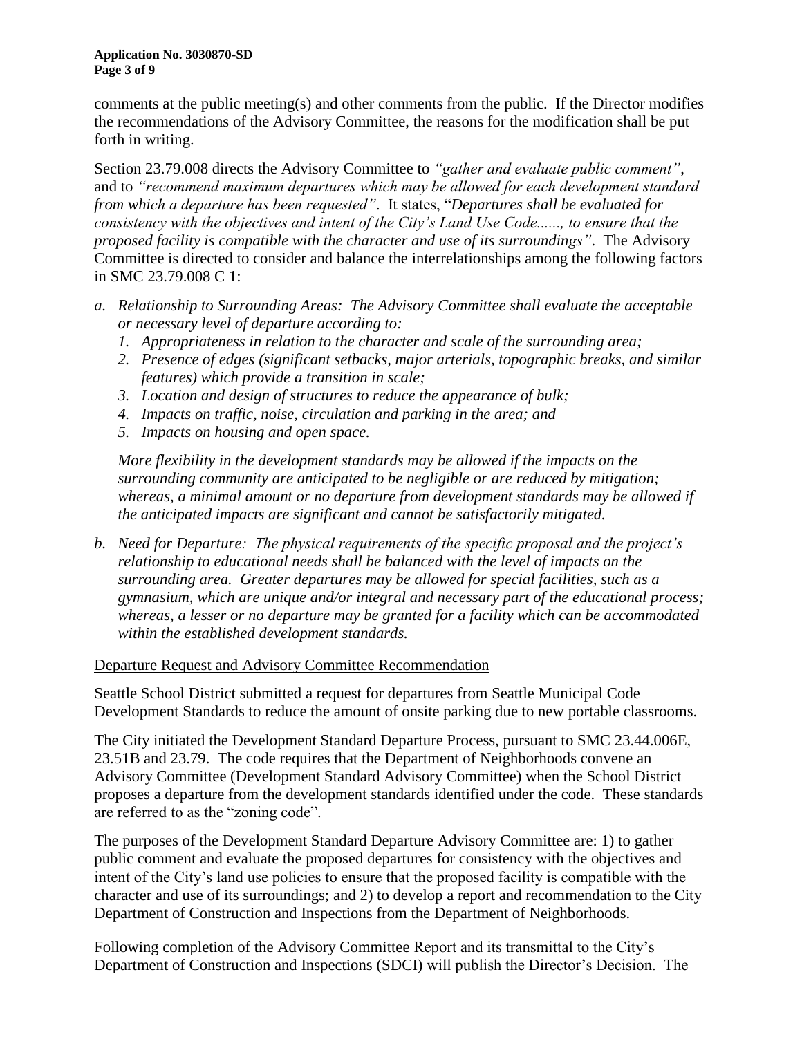comments at the public meeting(s) and other comments from the public. If the Director modifies the recommendations of the Advisory Committee, the reasons for the modification shall be put forth in writing.

Section 23.79.008 directs the Advisory Committee to *"gather and evaluate public comment"*, and to *"recommend maximum departures which may be allowed for each development standard from which a departure has been requested"*. It states, "*Departures shall be evaluated for consistency with the objectives and intent of the City's Land Use Code......, to ensure that the proposed facility is compatible with the character and use of its surroundings"*. The Advisory Committee is directed to consider and balance the interrelationships among the following factors in SMC 23.79.008 C 1:

*a. Relationship to Surrounding Areas: The Advisory Committee shall evaluate the acceptable or necessary level of departure according to:*

   *1. Appropriateness in relation to the character and scale of the surrounding area;*
   *2. Presence of edges (significant setbacks, major arterials, topographic breaks, and similar features) which provide a transition in scale;*
   *3. Location and design of structures to reduce the appearance of bulk;*
   *4. Impacts on traffic, noise, circulation and parking in the area; and*
   *5. Impacts on housing and open space.*

   *More flexibility in the development standards may be allowed if the impacts on the surrounding community are anticipated to be negligible or are reduced by mitigation; whereas, a minimal amount or no departure from development standards may be allowed if the anticipated impacts are significant and cannot be satisfactorily mitigated.*

*b. Need for Departure: The physical requirements of the specific proposal and the project's relationship to educational needs shall be balanced with the level of impacts on the surrounding area. Greater departures may be allowed for special facilities, such as a gymnasium, which are unique and/or integral and necessary part of the educational process; whereas, a lesser or no departure may be granted for a facility which can be accommodated within the established development standards.*

Departure Request and Advisory Committee Recommendation

Seattle School District submitted a request for departures from Seattle Municipal Code Development Standards to reduce the amount of onsite parking due to new portable classrooms.

The City initiated the Development Standard Departure Process, pursuant to SMC 23.44.006E, 23.51B and 23.79. The code requires that the Department of Neighborhoods convene an Advisory Committee (Development Standard Advisory Committee) when the School District proposes a departure from the development standards identified under the code. These standards are referred to as the "zoning code".

The purposes of the Development Standard Departure Advisory Committee are: 1) to gather public comment and evaluate the proposed departures for consistency with the objectives and intent of the City's land use policies to ensure that the proposed facility is compatible with the character and use of its surroundings; and 2) to develop a report and recommendation to the City Department of Construction and Inspections from the Department of Neighborhoods.

Following completion of the Advisory Committee Report and its transmittal to the City's Department of Construction and Inspections (SDCI) will publish the Director's Decision. The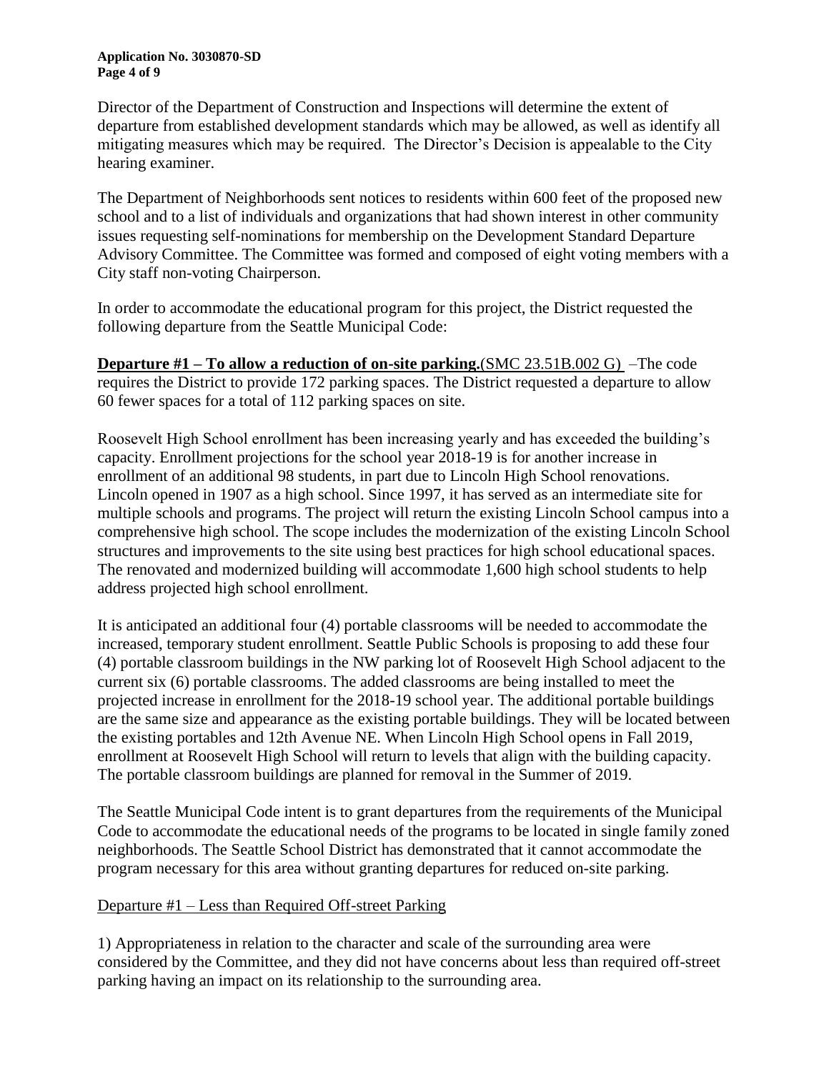Director of the Department of Construction and Inspections will determine the extent of departure from established development standards which may be allowed, as well as identify all mitigating measures which may be required. The Director's Decision is appealable to the City hearing examiner.

The Department of Neighborhoods sent notices to residents within 600 feet of the proposed new school and to a list of individuals and organizations that had shown interest in other community issues requesting self-nominations for membership on the Development Standard Departure Advisory Committee. The Committee was formed and composed of eight voting members with a City staff non-voting Chairperson.

In order to accommodate the educational program for this project, the District requested the following departure from the Seattle Municipal Code:

<u>**Departure #1 – To allow a reduction of on-site parking.**(SMC 23.51B.002 G)</u> –The code requires the District to provide 172 parking spaces. The District requested a departure to allow 60 fewer spaces for a total of 112 parking spaces on site.

Roosevelt High School enrollment has been increasing yearly and has exceeded the building's capacity. Enrollment projections for the school year 2018-19 is for another increase in enrollment of an additional 98 students, in part due to Lincoln High School renovations. Lincoln opened in 1907 as a high school. Since 1997, it has served as an intermediate site for multiple schools and programs. The project will return the existing Lincoln School campus into a comprehensive high school. The scope includes the modernization of the existing Lincoln School structures and improvements to the site using best practices for high school educational spaces. The renovated and modernized building will accommodate 1,600 high school students to help address projected high school enrollment.

It is anticipated an additional four (4) portable classrooms will be needed to accommodate the increased, temporary student enrollment. Seattle Public Schools is proposing to add these four (4) portable classroom buildings in the NW parking lot of Roosevelt High School adjacent to the current six (6) portable classrooms. The added classrooms are being installed to meet the projected increase in enrollment for the 2018-19 school year. The additional portable buildings are the same size and appearance as the existing portable buildings. They will be located between the existing portables and 12th Avenue NE. When Lincoln High School opens in Fall 2019, enrollment at Roosevelt High School will return to levels that align with the building capacity. The portable classroom buildings are planned for removal in the Summer of 2019.

The Seattle Municipal Code intent is to grant departures from the requirements of the Municipal Code to accommodate the educational needs of the programs to be located in single family zoned neighborhoods. The Seattle School District has demonstrated that it cannot accommodate the program necessary for this area without granting departures for reduced on-site parking.

<u>Departure #1 – Less than Required Off-street Parking</u>

1) Appropriateness in relation to the character and scale of the surrounding area were considered by the Committee, and they did not have concerns about less than required off-street parking having an impact on its relationship to the surrounding area.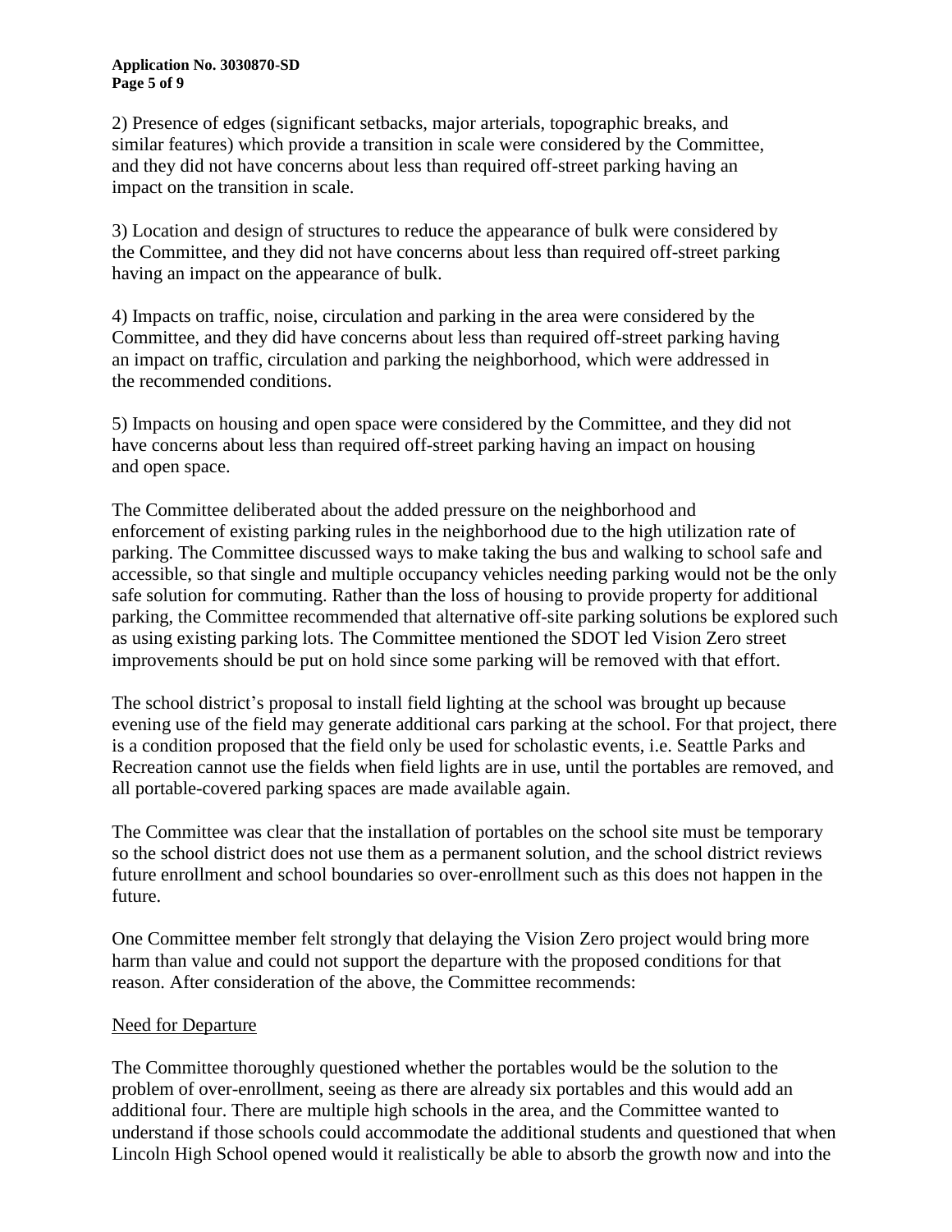2) Presence of edges (significant setbacks, major arterials, topographic breaks, and similar features) which provide a transition in scale were considered by the Committee, and they did not have concerns about less than required off-street parking having an impact on the transition in scale.

3) Location and design of structures to reduce the appearance of bulk were considered by the Committee, and they did not have concerns about less than required off-street parking having an impact on the appearance of bulk.

4) Impacts on traffic, noise, circulation and parking in the area were considered by the Committee, and they did have concerns about less than required off-street parking having an impact on traffic, circulation and parking the neighborhood, which were addressed in the recommended conditions.

5) Impacts on housing and open space were considered by the Committee, and they did not have concerns about less than required off-street parking having an impact on housing and open space.

The Committee deliberated about the added pressure on the neighborhood and enforcement of existing parking rules in the neighborhood due to the high utilization rate of parking. The Committee discussed ways to make taking the bus and walking to school safe and accessible, so that single and multiple occupancy vehicles needing parking would not be the only safe solution for commuting. Rather than the loss of housing to provide property for additional parking, the Committee recommended that alternative off-site parking solutions be explored such as using existing parking lots. The Committee mentioned the SDOT led Vision Zero street improvements should be put on hold since some parking will be removed with that effort.

The school district's proposal to install field lighting at the school was brought up because evening use of the field may generate additional cars parking at the school. For that project, there is a condition proposed that the field only be used for scholastic events, i.e. Seattle Parks and Recreation cannot use the fields when field lights are in use, until the portables are removed, and all portable-covered parking spaces are made available again.

The Committee was clear that the installation of portables on the school site must be temporary so the school district does not use them as a permanent solution, and the school district reviews future enrollment and school boundaries so over-enrollment such as this does not happen in the future.

One Committee member felt strongly that delaying the Vision Zero project would bring more harm than value and could not support the departure with the proposed conditions for that reason. After consideration of the above, the Committee recommends:

Need for Departure

The Committee thoroughly questioned whether the portables would be the solution to the problem of over-enrollment, seeing as there are already six portables and this would add an additional four. There are multiple high schools in the area, and the Committee wanted to understand if those schools could accommodate the additional students and questioned that when Lincoln High School opened would it realistically be able to absorb the growth now and into the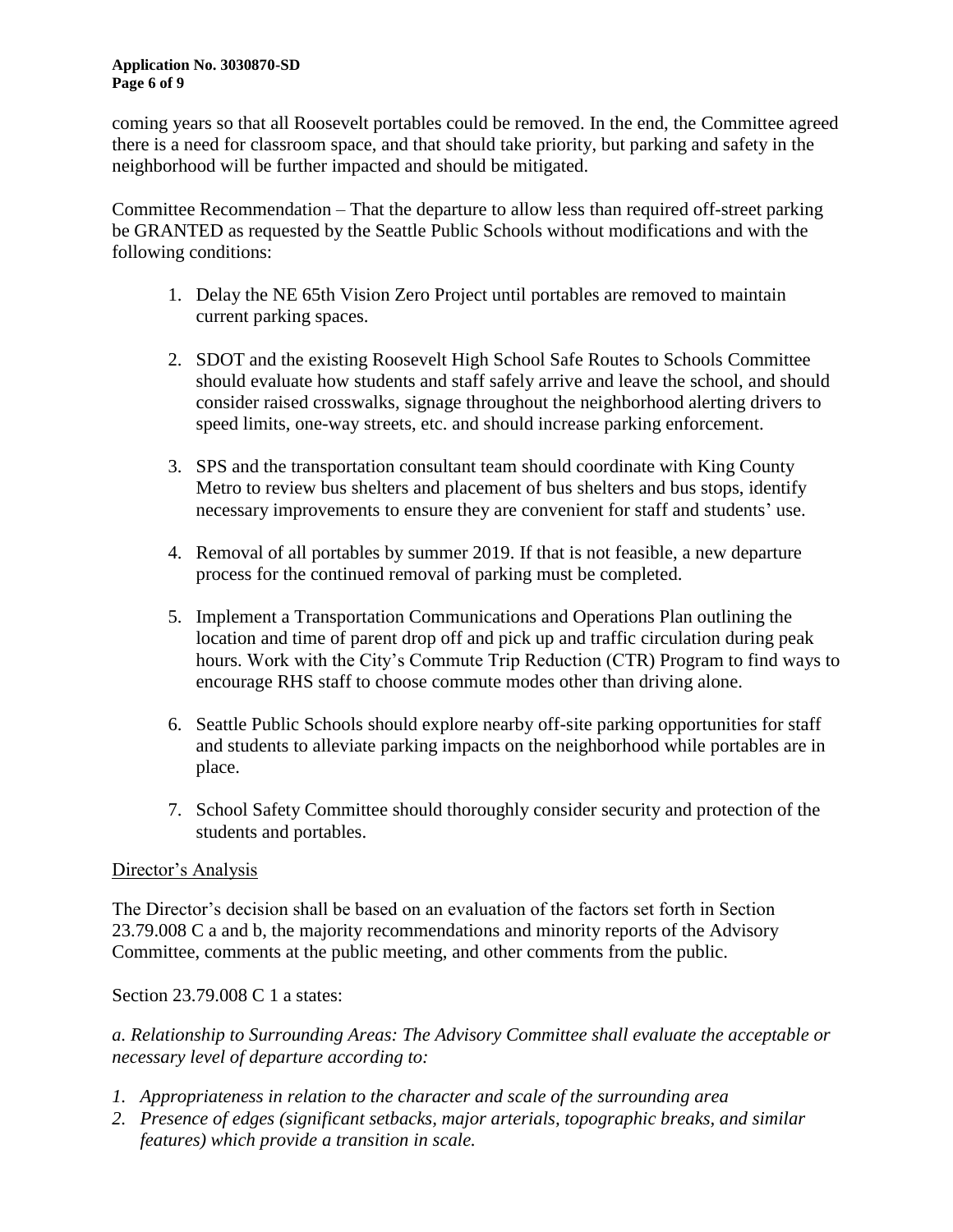coming years so that all Roosevelt portables could be removed. In the end, the Committee agreed there is a need for classroom space, and that should take priority, but parking and safety in the neighborhood will be further impacted and should be mitigated.

Committee Recommendation – That the departure to allow less than required off-street parking be GRANTED as requested by the Seattle Public Schools without modifications and with the following conditions:

1. Delay the NE 65th Vision Zero Project until portables are removed to maintain current parking spaces.
2. SDOT and the existing Roosevelt High School Safe Routes to Schools Committee should evaluate how students and staff safely arrive and leave the school, and should consider raised crosswalks, signage throughout the neighborhood alerting drivers to speed limits, one-way streets, etc. and should increase parking enforcement.
3. SPS and the transportation consultant team should coordinate with King County Metro to review bus shelters and placement of bus shelters and bus stops, identify necessary improvements to ensure they are convenient for staff and students' use.
4. Removal of all portables by summer 2019. If that is not feasible, a new departure process for the continued removal of parking must be completed.
5. Implement a Transportation Communications and Operations Plan outlining the location and time of parent drop off and pick up and traffic circulation during peak hours. Work with the City's Commute Trip Reduction (CTR) Program to find ways to encourage RHS staff to choose commute modes other than driving alone.
6. Seattle Public Schools should explore nearby off-site parking opportunities for staff and students to alleviate parking impacts on the neighborhood while portables are in place.
7. School Safety Committee should thoroughly consider security and protection of the students and portables.

## Director's Analysis

The Director's decision shall be based on an evaluation of the factors set forth in Section 23.79.008 C a and b, the majority recommendations and minority reports of the Advisory Committee, comments at the public meeting, and other comments from the public.

Section 23.79.008 C 1 a states:

*a. Relationship to Surrounding Areas: The Advisory Committee shall evaluate the acceptable or necessary level of departure according to:*

1. *Appropriateness in relation to the character and scale of the surrounding area*
2. *Presence of edges (significant setbacks, major arterials, topographic breaks, and similar features) which provide a transition in scale.*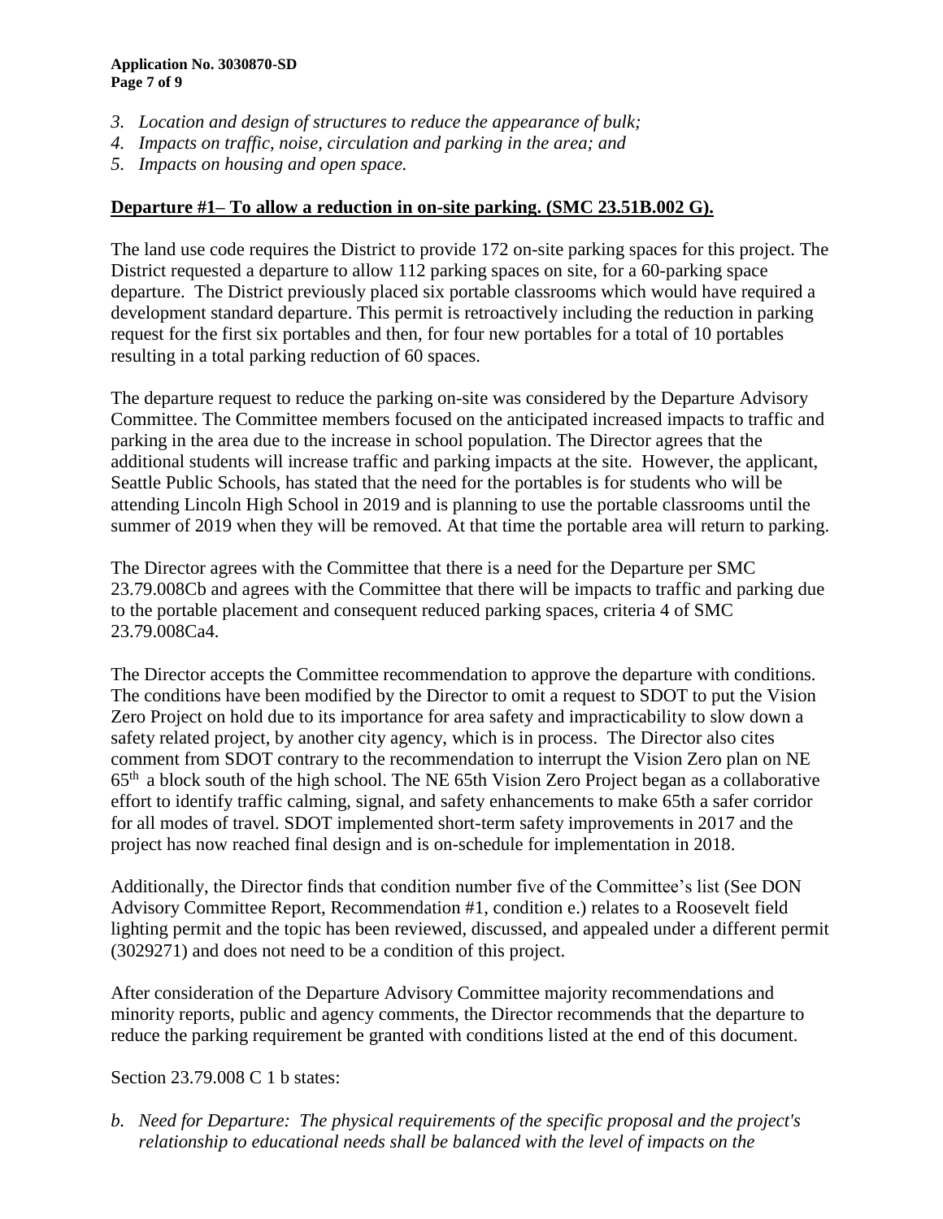3. *Location and design of structures to reduce the appearance of bulk;*
4. *Impacts on traffic, noise, circulation and parking in the area; and*
5. *Impacts on housing and open space.*

**Departure #1– To allow a reduction in on-site parking. (SMC 23.51B.002 G).**

The land use code requires the District to provide 172 on-site parking spaces for this project. The District requested a departure to allow 112 parking spaces on site, for a 60-parking space departure. The District previously placed six portable classrooms which would have required a development standard departure. This permit is retroactively including the reduction in parking request for the first six portables and then, for four new portables for a total of 10 portables resulting in a total parking reduction of 60 spaces.

The departure request to reduce the parking on-site was considered by the Departure Advisory Committee. The Committee members focused on the anticipated increased impacts to traffic and parking in the area due to the increase in school population. The Director agrees that the additional students will increase traffic and parking impacts at the site. However, the applicant, Seattle Public Schools, has stated that the need for the portables is for students who will be attending Lincoln High School in 2019 and is planning to use the portable classrooms until the summer of 2019 when they will be removed. At that time the portable area will return to parking.

The Director agrees with the Committee that there is a need for the Departure per SMC 23.79.008Cb and agrees with the Committee that there will be impacts to traffic and parking due to the portable placement and consequent reduced parking spaces, criteria 4 of SMC 23.79.008Ca4.

The Director accepts the Committee recommendation to approve the departure with conditions. The conditions have been modified by the Director to omit a request to SDOT to put the Vision Zero Project on hold due to its importance for area safety and impracticability to slow down a safety related project, by another city agency, which is in process. The Director also cites comment from SDOT contrary to the recommendation to interrupt the Vision Zero plan on NE 65th a block south of the high school. The NE 65th Vision Zero Project began as a collaborative effort to identify traffic calming, signal, and safety enhancements to make 65th a safer corridor for all modes of travel. SDOT implemented short-term safety improvements in 2017 and the project has now reached final design and is on-schedule for implementation in 2018.

Additionally, the Director finds that condition number five of the Committee's list (See DON Advisory Committee Report, Recommendation #1, condition e.) relates to a Roosevelt field lighting permit and the topic has been reviewed, discussed, and appealed under a different permit (3029271) and does not need to be a condition of this project.

After consideration of the Departure Advisory Committee majority recommendations and minority reports, public and agency comments, the Director recommends that the departure to reduce the parking requirement be granted with conditions listed at the end of this document.

Section 23.79.008 C 1 b states:

*b. Need for Departure: The physical requirements of the specific proposal and the project's relationship to educational needs shall be balanced with the level of impacts on the*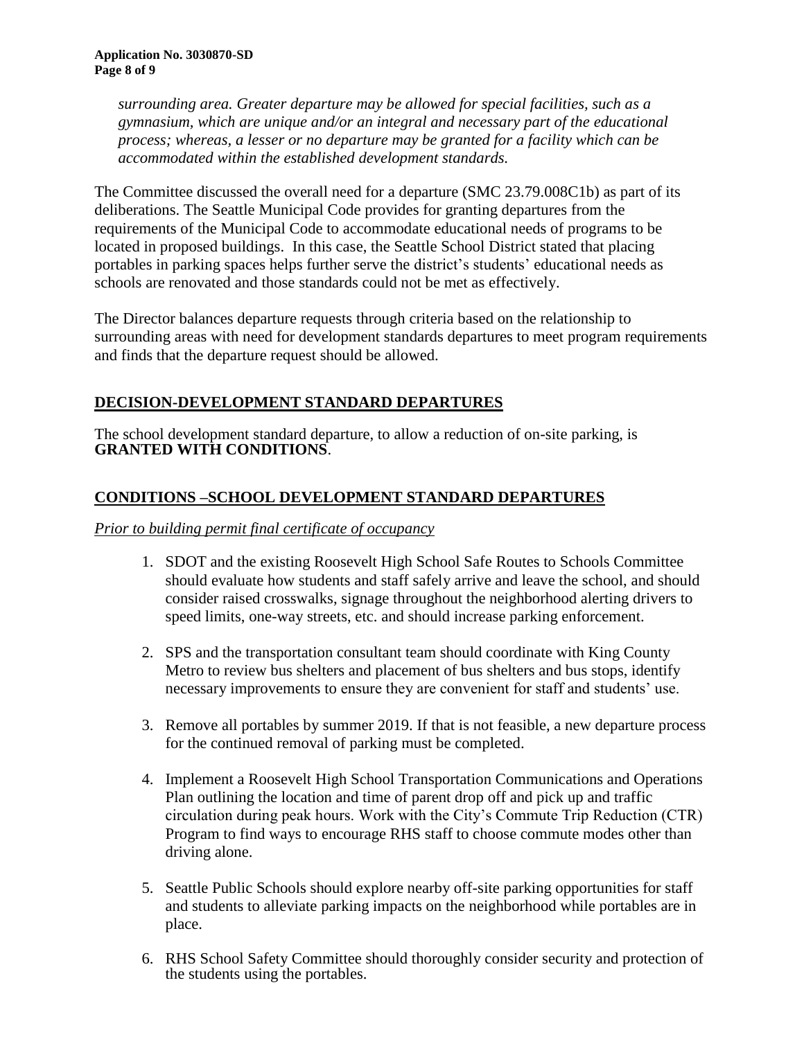*surrounding area. Greater departure may be allowed for special facilities, such as a gymnasium, which are unique and/or an integral and necessary part of the educational process; whereas, a lesser or no departure may be granted for a facility which can be accommodated within the established development standards.*

The Committee discussed the overall need for a departure (SMC 23.79.008C1b) as part of its deliberations. The Seattle Municipal Code provides for granting departures from the requirements of the Municipal Code to accommodate educational needs of programs to be located in proposed buildings. In this case, the Seattle School District stated that placing portables in parking spaces helps further serve the district's students' educational needs as schools are renovated and those standards could not be met as effectively.

The Director balances departure requests through criteria based on the relationship to surrounding areas with need for development standards departures to meet program requirements and finds that the departure request should be allowed.

## DECISION-DEVELOPMENT STANDARD DEPARTURES

The school development standard departure, to allow a reduction of on-site parking, is **GRANTED WITH CONDITIONS**.

## CONDITIONS –SCHOOL DEVELOPMENT STANDARD DEPARTURES

*Prior to building permit final certificate of occupancy*

1. SDOT and the existing Roosevelt High School Safe Routes to Schools Committee should evaluate how students and staff safely arrive and leave the school, and should consider raised crosswalks, signage throughout the neighborhood alerting drivers to speed limits, one-way streets, etc. and should increase parking enforcement.

2. SPS and the transportation consultant team should coordinate with King County Metro to review bus shelters and placement of bus shelters and bus stops, identify necessary improvements to ensure they are convenient for staff and students' use.

3. Remove all portables by summer 2019. If that is not feasible, a new departure process for the continued removal of parking must be completed.

4. Implement a Roosevelt High School Transportation Communications and Operations Plan outlining the location and time of parent drop off and pick up and traffic circulation during peak hours. Work with the City's Commute Trip Reduction (CTR) Program to find ways to encourage RHS staff to choose commute modes other than driving alone.

5. Seattle Public Schools should explore nearby off-site parking opportunities for staff and students to alleviate parking impacts on the neighborhood while portables are in place.

6. RHS School Safety Committee should thoroughly consider security and protection of the students using the portables.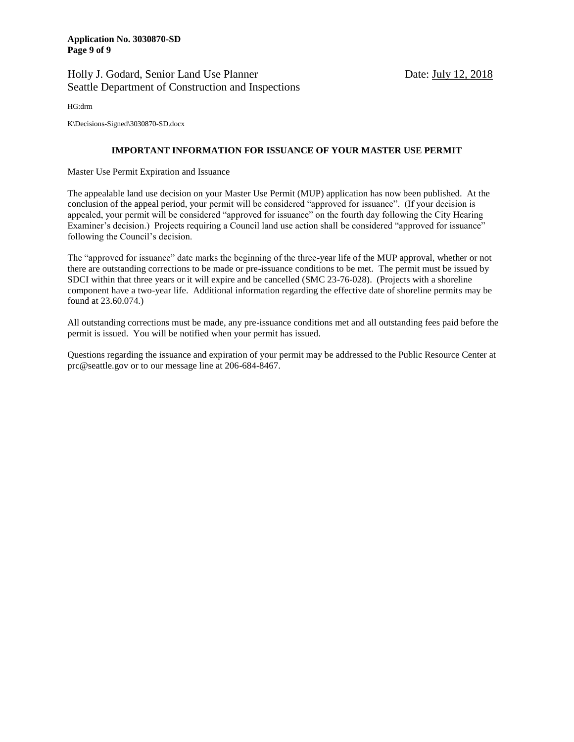Holly J. Godard, Senior Land Use Planner　　　　　　　　　　Date: July 12, 2018
Seattle Department of Construction and Inspections

HG:drm

K\Decisions-Signed\3030870-SD.docx

## IMPORTANT INFORMATION FOR ISSUANCE OF YOUR MASTER USE PERMIT

Master Use Permit Expiration and Issuance

The appealable land use decision on your Master Use Permit (MUP) application has now been published. At the conclusion of the appeal period, your permit will be considered "approved for issuance". (If your decision is appealed, your permit will be considered "approved for issuance" on the fourth day following the City Hearing Examiner's decision.) Projects requiring a Council land use action shall be considered "approved for issuance" following the Council's decision.

The "approved for issuance" date marks the beginning of the three-year life of the MUP approval, whether or not there are outstanding corrections to be made or pre-issuance conditions to be met. The permit must be issued by SDCI within that three years or it will expire and be cancelled (SMC 23-76-028). (Projects with a shoreline component have a two-year life. Additional information regarding the effective date of shoreline permits may be found at 23.60.074.)

All outstanding corrections must be made, any pre-issuance conditions met and all outstanding fees paid before the permit is issued. You will be notified when your permit has issued.

Questions regarding the issuance and expiration of your permit may be addressed to the Public Resource Center at prc@seattle.gov or to our message line at 206-684-8467.